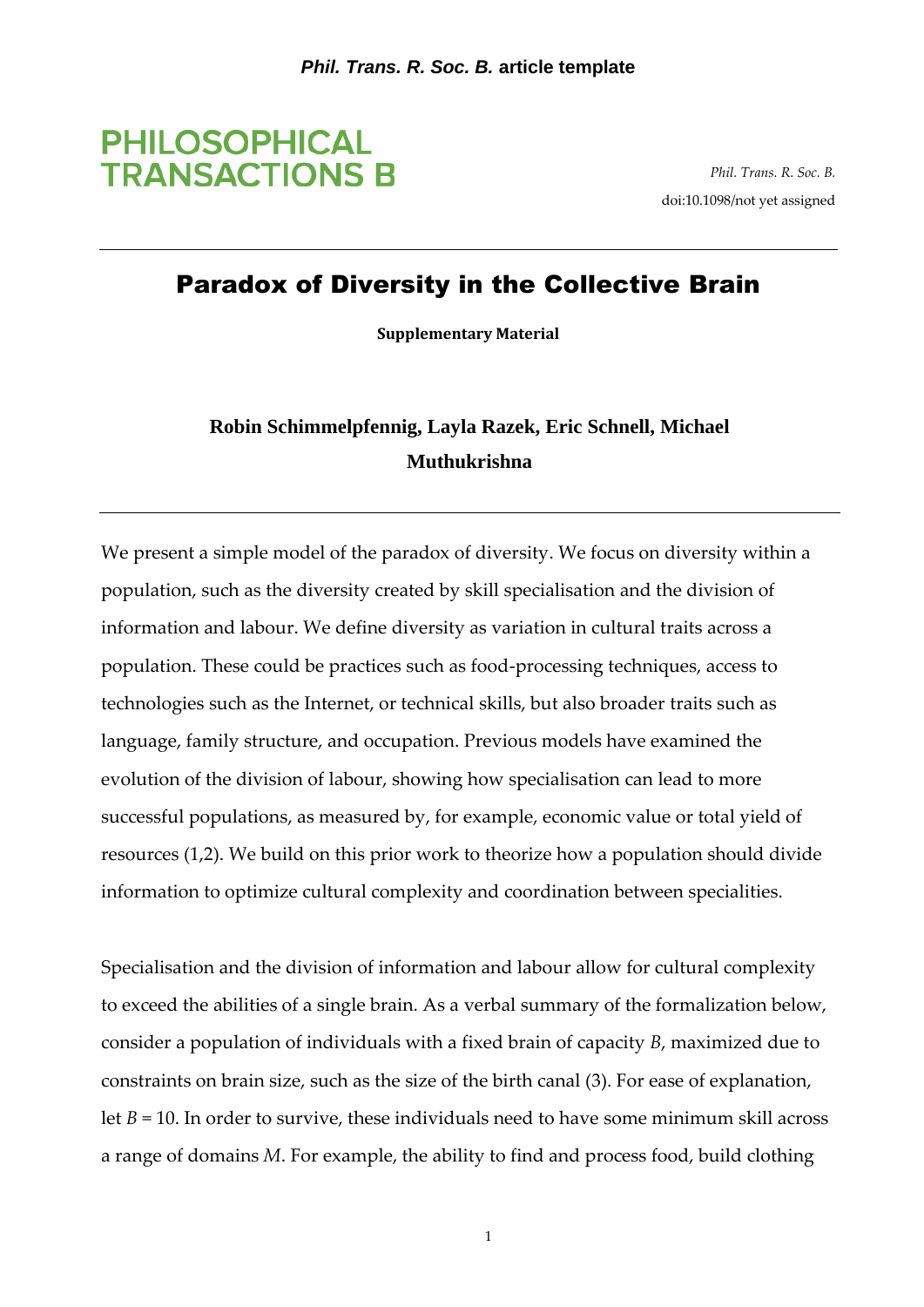# Paradox of Diversity in the Collective Brain

**Supplementary Material**

**Robin Schimmelpfennig, Layla Razek, Eric Schnell, Michael Muthukrishna**

---

We present a simple model of the paradox of diversity. We focus on diversity within a population, such as the diversity created by skill specialisation and the division of information and labour. We define diversity as variation in cultural traits across a population. These could be practices such as food-processing techniques, access to technologies such as the Internet, or technical skills, but also broader traits such as language, family structure, and occupation. Previous models have examined the evolution of the division of labour, showing how specialisation can lead to more successful populations, as measured by, for example, economic value or total yield of resources (1,2). We build on this prior work to theorize how a population should divide information to optimize cultural complexity and coordination between specialities.

Specialisation and the division of information and labour allow for cultural complexity to exceed the abilities of a single brain. As a verbal summary of the formalization below, consider a population of individuals with a fixed brain of capacity $B$, maximized due to constraints on brain size, such as the size of the birth canal (3). For ease of explanation, let $B = 10$. In order to survive, these individuals need to have some minimum skill across a range of domains $M$. For example, the ability to find and process food, build clothing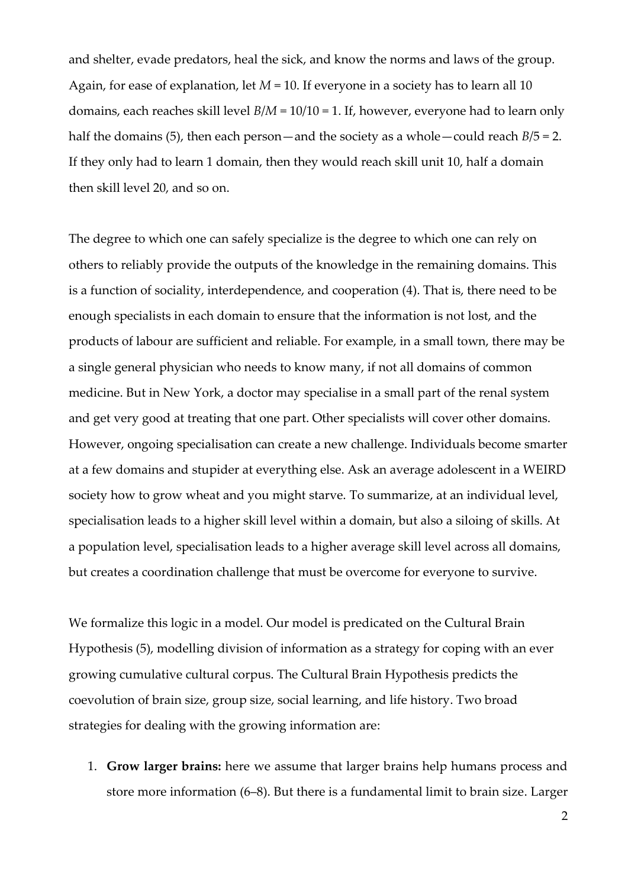and shelter, evade predators, heal the sick, and know the norms and laws of the group. Again, for ease of explanation, let $M = 10$. If everyone in a society has to learn all 10 domains, each reaches skill level $B/M = 10/10 = 1$. If, however, everyone had to learn only half the domains (5), then each person—and the society as a whole—could reach $B/5 = 2$. If they only had to learn 1 domain, then they would reach skill unit 10, half a domain then skill level 20, and so on.

The degree to which one can safely specialize is the degree to which one can rely on others to reliably provide the outputs of the knowledge in the remaining domains. This is a function of sociality, interdependence, and cooperation (4). That is, there need to be enough specialists in each domain to ensure that the information is not lost, and the products of labour are sufficient and reliable. For example, in a small town, there may be a single general physician who needs to know many, if not all domains of common medicine. But in New York, a doctor may specialise in a small part of the renal system and get very good at treating that one part. Other specialists will cover other domains. However, ongoing specialisation can create a new challenge. Individuals become smarter at a few domains and stupider at everything else. Ask an average adolescent in a WEIRD society how to grow wheat and you might starve. To summarize, at an individual level, specialisation leads to a higher skill level within a domain, but also a siloing of skills. At a population level, specialisation leads to a higher average skill level across all domains, but creates a coordination challenge that must be overcome for everyone to survive.

We formalize this logic in a model. Our model is predicated on the Cultural Brain Hypothesis (5), modelling division of information as a strategy for coping with an ever growing cumulative cultural corpus. The Cultural Brain Hypothesis predicts the coevolution of brain size, group size, social learning, and life history. Two broad strategies for dealing with the growing information are:

1. **Grow larger brains:** here we assume that larger brains help humans process and store more information (6–8). But there is a fundamental limit to brain size. Larger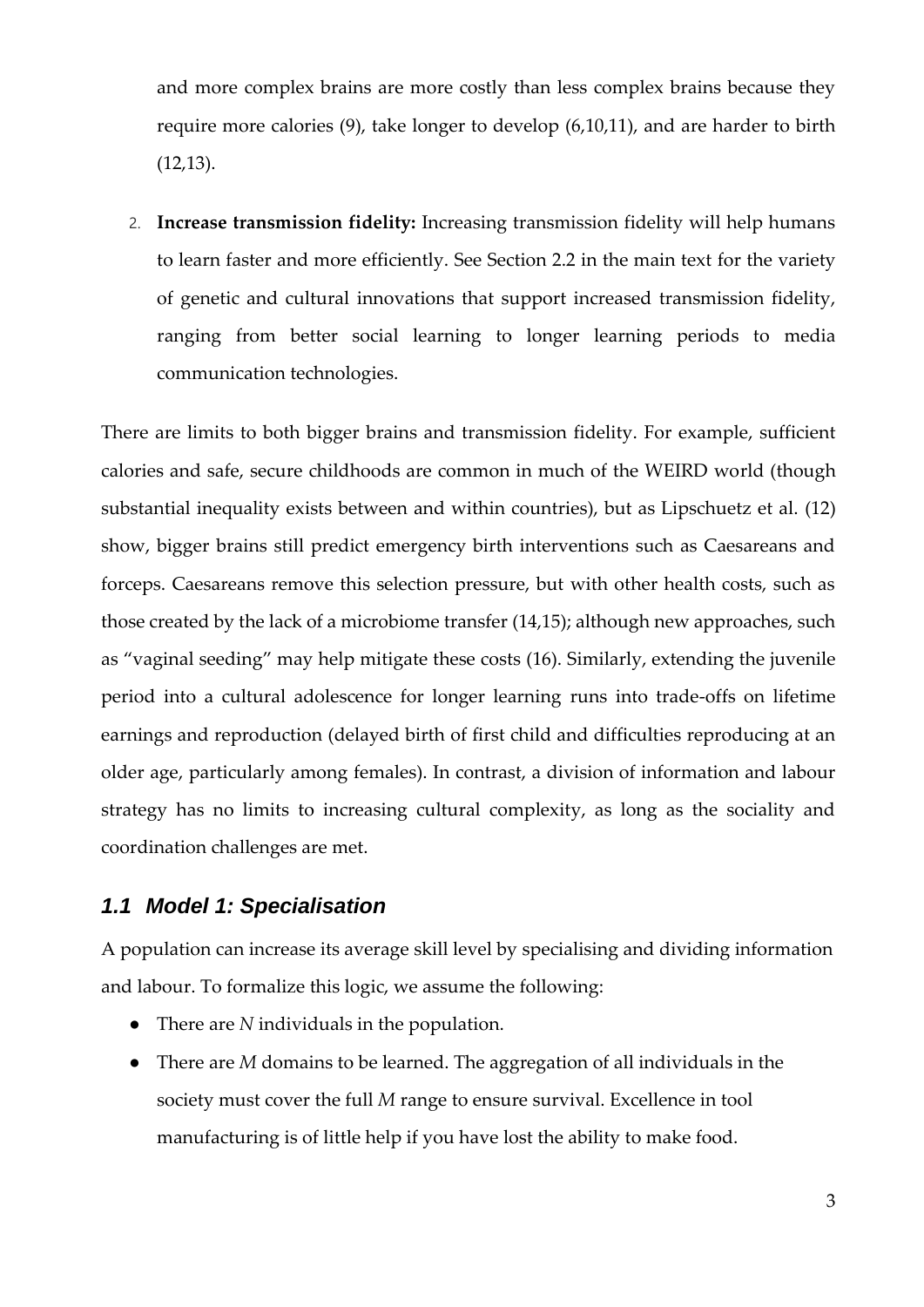and more complex brains are more costly than less complex brains because they require more calories (9), take longer to develop (6,10,11), and are harder to birth (12,13).

2. **Increase transmission fidelity:** Increasing transmission fidelity will help humans to learn faster and more efficiently. See Section 2.2 in the main text for the variety of genetic and cultural innovations that support increased transmission fidelity, ranging from better social learning to longer learning periods to media communication technologies.

There are limits to both bigger brains and transmission fidelity. For example, sufficient calories and safe, secure childhoods are common in much of the WEIRD world (though substantial inequality exists between and within countries), but as Lipschuetz et al. (12) show, bigger brains still predict emergency birth interventions such as Caesareans and forceps. Caesareans remove this selection pressure, but with other health costs, such as those created by the lack of a microbiome transfer (14,15); although new approaches, such as "vaginal seeding" may help mitigate these costs (16). Similarly, extending the juvenile period into a cultural adolescence for longer learning runs into trade-offs on lifetime earnings and reproduction (delayed birth of first child and difficulties reproducing at an older age, particularly among females). In contrast, a division of information and labour strategy has no limits to increasing cultural complexity, as long as the sociality and coordination challenges are met.

## 1.1 Model 1: Specialisation

A population can increase its average skill level by specialising and dividing information and labour. To formalize this logic, we assume the following:

- There are $N$ individuals in the population.
- There are $M$ domains to be learned. The aggregation of all individuals in the society must cover the full $M$ range to ensure survival. Excellence in tool manufacturing is of little help if you have lost the ability to make food.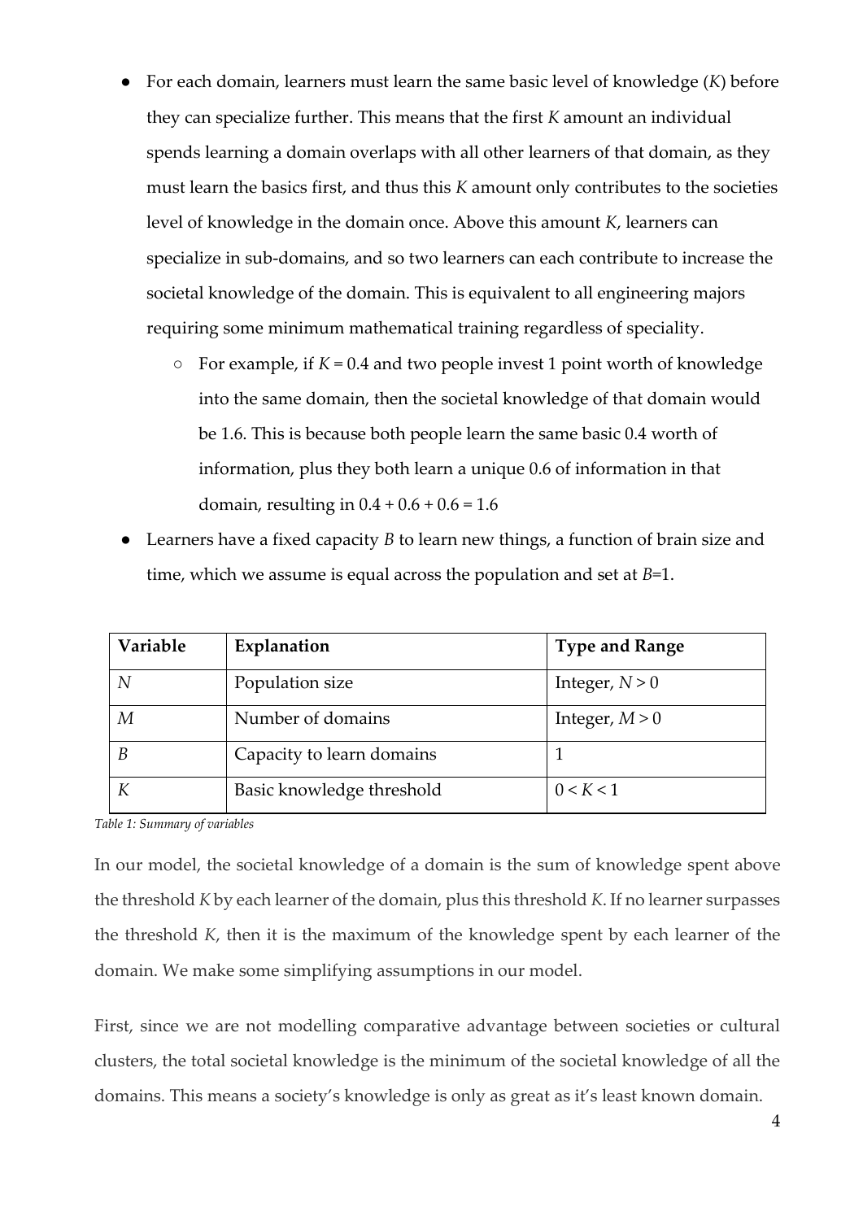- For each domain, learners must learn the same basic level of knowledge ($K$) before they can specialize further. This means that the first $K$ amount an individual spends learning a domain overlaps with all other learners of that domain, as they must learn the basics first, and thus this $K$ amount only contributes to the societies level of knowledge in the domain once. Above this amount $K$, learners can specialize in sub-domains, and so two learners can each contribute to increase the societal knowledge of the domain. This is equivalent to all engineering majors requiring some minimum mathematical training regardless of speciality.
    - For example, if $K = 0.4$ and two people invest 1 point worth of knowledge into the same domain, then the societal knowledge of that domain would be 1.6. This is because both people learn the same basic 0.4 worth of information, plus they both learn a unique 0.6 of information in that domain, resulting in $0.4 + 0.6 + 0.6 = 1.6$
- Learners have a fixed capacity $B$ to learn new things, a function of brain size and time, which we assume is equal across the population and set at $B$=1.

| Variable | Explanation | Type and Range |
|---|---|---|
| $N$ | Population size | Integer, $N > 0$ |
| $M$ | Number of domains | Integer, $M > 0$ |
| $B$ | Capacity to learn domains | 1 |
| $K$ | Basic knowledge threshold | $0 < K < 1$ |

*Table 1: Summary of variables*

In our model, the societal knowledge of a domain is the sum of knowledge spent above the threshold $K$ by each learner of the domain, plus this threshold $K$. If no learner surpasses the threshold $K$, then it is the maximum of the knowledge spent by each learner of the domain. We make some simplifying assumptions in our model.

First, since we are not modelling comparative advantage between societies or cultural clusters, the total societal knowledge is the minimum of the societal knowledge of all the domains. This means a society's knowledge is only as great as it's least known domain.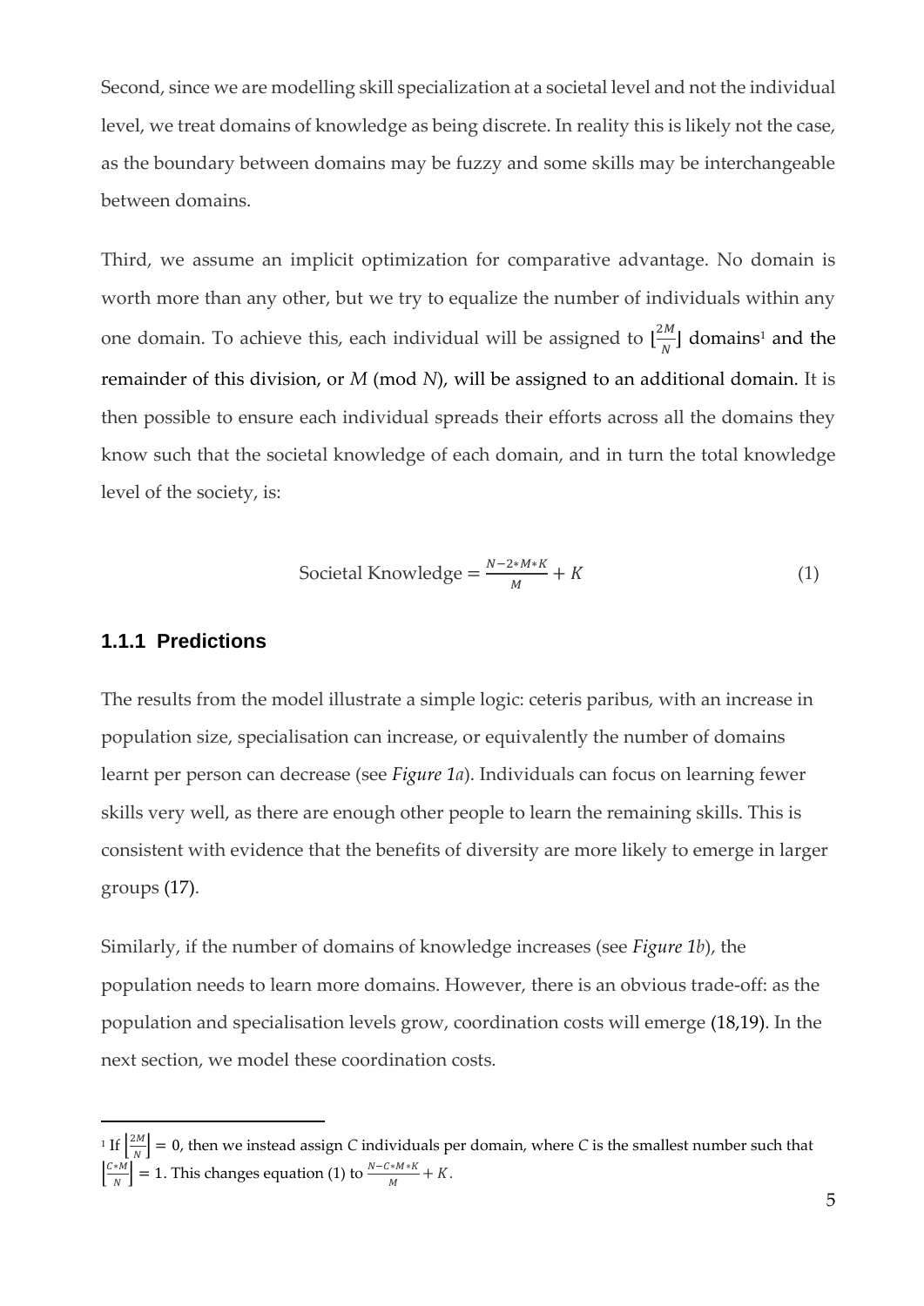Second, since we are modelling skill specialization at a societal level and not the individual level, we treat domains of knowledge as being discrete. In reality this is likely not the case, as the boundary between domains may be fuzzy and some skills may be interchangeable between domains.

Third, we assume an implicit optimization for comparative advantage. No domain is worth more than any other, but we try to equalize the number of individuals within any one domain. To achieve this, each individual will be assigned to $\lfloor \frac{2M}{N} \rfloor$ domains[1] and the remainder of this division, or $M \pmod N$, will be assigned to an additional domain. It is then possible to ensure each individual spreads their efforts across all the domains they know such that the societal knowledge of each domain, and in turn the total knowledge level of the society, is:

$$\text{Societal Knowledge} = \frac{N - 2 * M * K}{M} + K \tag{1}$$

### 1.1.1 Predictions

The results from the model illustrate a simple logic: ceteris paribus, with an increase in population size, specialisation can increase, or equivalently the number of domains learnt per person can decrease (see *Figure 1a*). Individuals can focus on learning fewer skills very well, as there are enough other people to learn the remaining skills. This is consistent with evidence that the benefits of diversity are more likely to emerge in larger groups (17).

Similarly, if the number of domains of knowledge increases (see *Figure 1b*), the population needs to learn more domains. However, there is an obvious trade-off: as the population and specialisation levels grow, coordination costs will emerge (18,19). In the next section, we model these coordination costs.

[1] If $\left\lfloor \frac{2M}{N} \right\rfloor = 0$, then we instead assign $C$ individuals per domain, where $C$ is the smallest number such that $\left\lfloor \frac{C * M}{N} \right\rfloor = 1$. This changes equation (1) to $\frac{N - C * M * K}{M} + K$.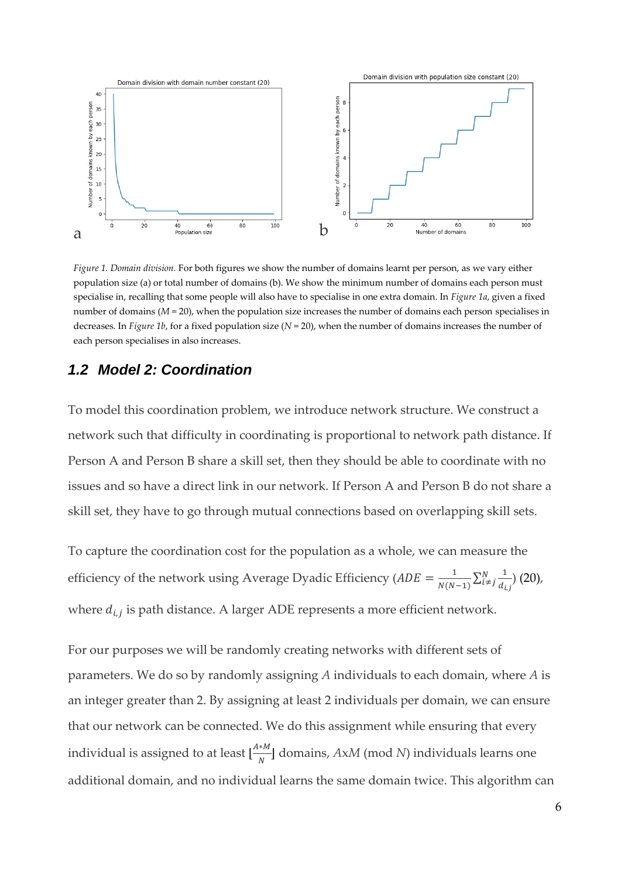*Figure 1. Domain division.* For both figures we show the number of domains learnt per person, as we vary either population size (a) or total number of domains (b). We show the minimum number of domains each person must specialise in, recalling that some people will also have to specialise in one extra domain. In *Figure 1a*, given a fixed number of domains ($M$ = 20), when the population size increases the number of domains each person specialises in decreases. In *Figure 1b*, for a fixed population size ($N$ = 20), when the number of domains increases the number of each person specialises in also increases.

## *1.2 Model 2: Coordination*

To model this coordination problem, we introduce network structure. We construct a network such that difficulty in coordinating is proportional to network path distance. If Person A and Person B share a skill set, then they should be able to coordinate with no issues and so have a direct link in our network. If Person A and Person B do not share a skill set, they have to go through mutual connections based on overlapping skill sets.

To capture the coordination cost for the population as a whole, we can measure the efficiency of the network using Average Dyadic Efficiency ($ADE = \frac{1}{N(N-1)} \sum_{i \neq j}^{N} \frac{1}{d_{i,j}}$) (20), where $d_{i,j}$ is path distance. A larger ADE represents a more efficient network.

For our purposes we will be randomly creating networks with different sets of parameters. We do so by randomly assigning $A$ individuals to each domain, where $A$ is an integer greater than 2. By assigning at least 2 individuals per domain, we can ensure that our network can be connected. We do this assignment while ensuring that every individual is assigned to at least $\lfloor \frac{A*M}{N} \rfloor$ domains, $A$x$M$ (mod $N$) individuals learns one additional domain, and no individual learns the same domain twice. This algorithm can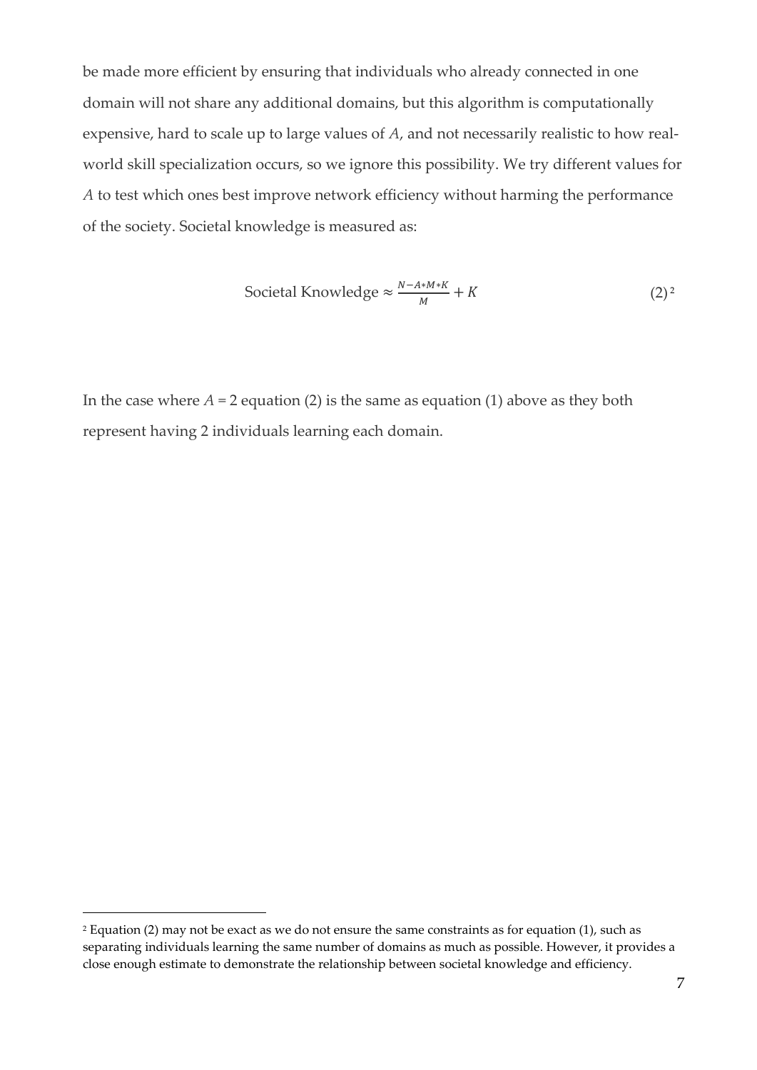be made more efficient by ensuring that individuals who already connected in one domain will not share any additional domains, but this algorithm is computationally expensive, hard to scale up to large values of $A$, and not necessarily realistic to how real-world skill specialization occurs, so we ignore this possibility. We try different values for $A$ to test which ones best improve network efficiency without harming the performance of the society. Societal knowledge is measured as:

$$\text{Societal Knowledge} \approx \frac{N - A*M*K}{M} + K \qquad (2)$$ [2]

In the case where $A = 2$ equation (2) is the same as equation (1) above as they both represent having 2 individuals learning each domain.

[2] Equation (2) may not be exact as we do not ensure the same constraints as for equation (1), such as separating individuals learning the same number of domains as much as possible. However, it provides a close enough estimate to demonstrate the relationship between societal knowledge and efficiency.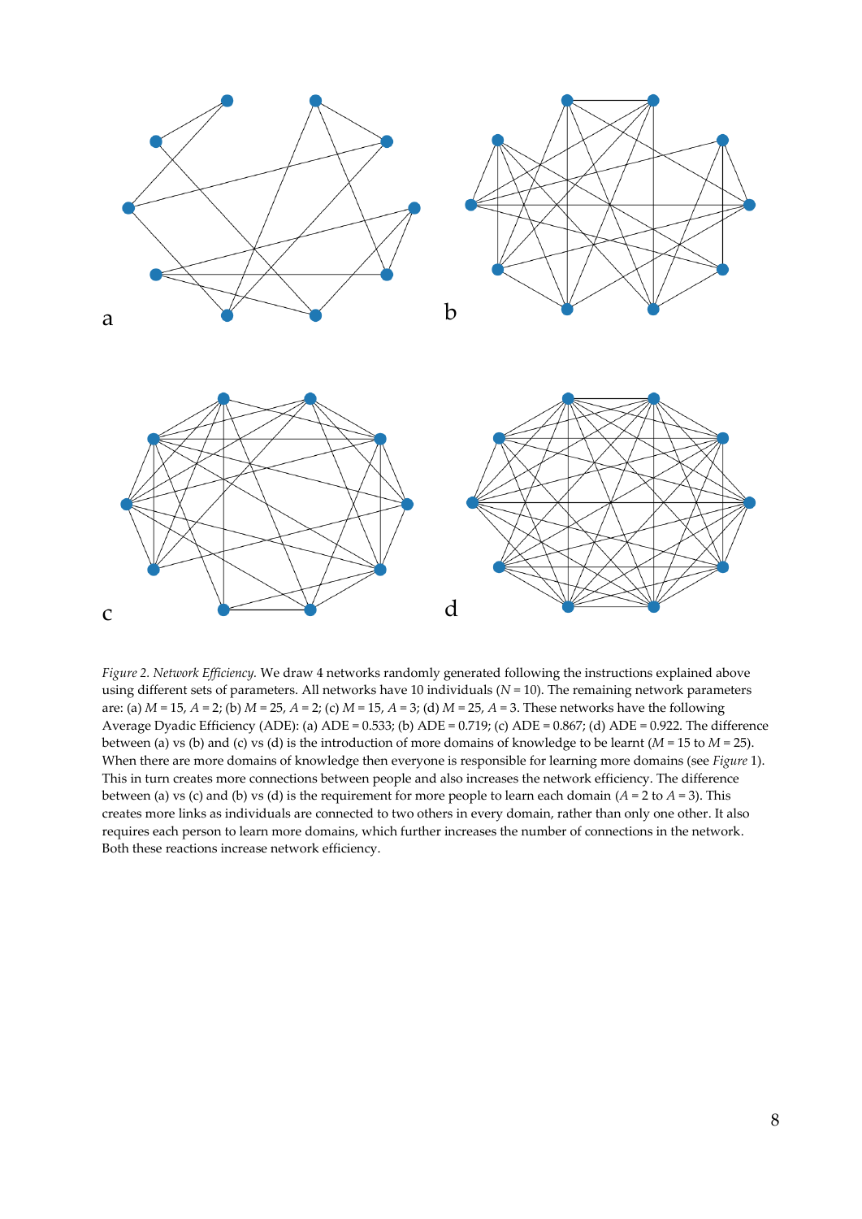*Figure 2. Network Efficiency.* We draw 4 networks randomly generated following the instructions explained above using different sets of parameters. All networks have 10 individuals ($N = 10$). The remaining network parameters are: (a) $M = 15$, $A = 2$; (b) $M = 25$, $A = 2$; (c) $M = 15$, $A = 3$; (d) $M = 25$, $A = 3$. These networks have the following Average Dyadic Efficiency (ADE): (a) ADE = 0.533; (b) ADE = 0.719; (c) ADE = 0.867; (d) ADE = 0.922. The difference between (a) vs (b) and (c) vs (d) is the introduction of more domains of knowledge to be learnt ($M = 15$ to $M = 25$). When there are more domains of knowledge then everyone is responsible for learning more domains (see *Figure* 1). This in turn creates more connections between people and also increases the network efficiency. The difference between (a) vs (c) and (b) vs (d) is the requirement for more people to learn each domain ($A = 2$ to $A = 3$). This creates more links as individuals are connected to two others in every domain, rather than only one other. It also requires each person to learn more domains, which further increases the number of connections in the network. Both these reactions increase network efficiency.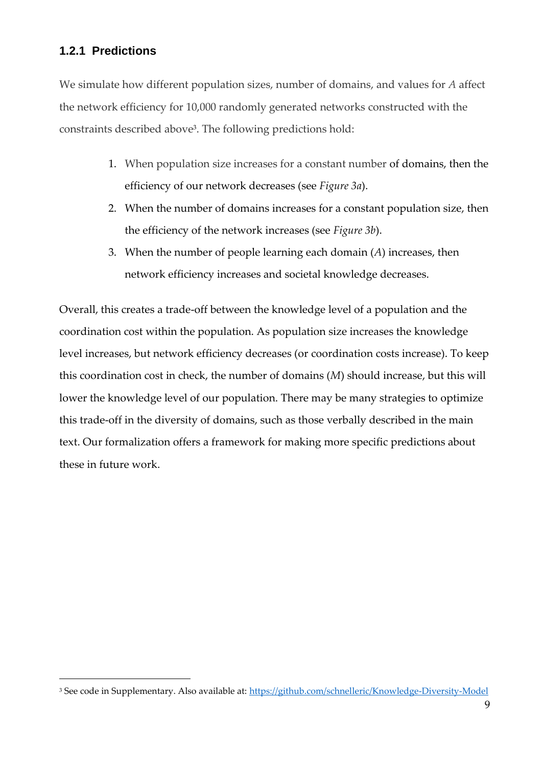### 1.2.1 Predictions

We simulate how different population sizes, number of domains, and values for $A$ affect the network efficiency for 10,000 randomly generated networks constructed with the constraints described above[3]. The following predictions hold:

1. When population size increases for a constant number of domains, then the efficiency of our network decreases (see *Figure 3a*).
2. When the number of domains increases for a constant population size, then the efficiency of the network increases (see *Figure 3b*).
3. When the number of people learning each domain ($A$) increases, then network efficiency increases and societal knowledge decreases.

Overall, this creates a trade-off between the knowledge level of a population and the coordination cost within the population. As population size increases the knowledge level increases, but network efficiency decreases (or coordination costs increase). To keep this coordination cost in check, the number of domains ($M$) should increase, but this will lower the knowledge level of our population. There may be many strategies to optimize this trade-off in the diversity of domains, such as those verbally described in the main text. Our formalization offers a framework for making more specific predictions about these in future work.

[3] See code in Supplementary. Also available at: https://github.com/schnelleric/Knowledge-Diversity-Model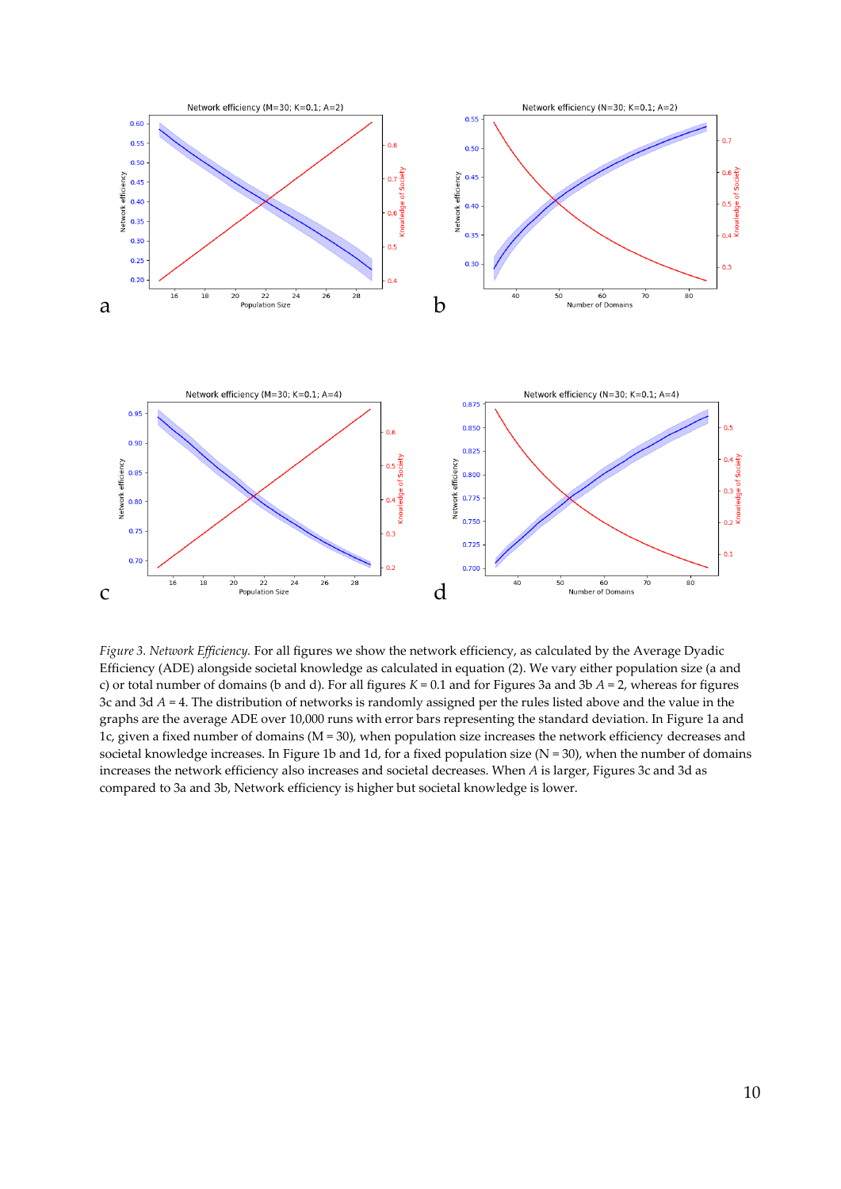*Figure 3. Network Efficiency.* For all figures we show the network efficiency, as calculated by the Average Dyadic Efficiency (ADE) alongside societal knowledge as calculated in equation (2). We vary either population size (a and c) or total number of domains (b and d). For all figures $K = 0.1$ and for Figures 3a and 3b $A = 2$, whereas for figures 3c and 3d $A = 4$. The distribution of networks is randomly assigned per the rules listed above and the value in the graphs are the average ADE over 10,000 runs with error bars representing the standard deviation. In Figure 1a and 1c, given a fixed number of domains (M = 30), when population size increases the network efficiency decreases and societal knowledge increases. In Figure 1b and 1d, for a fixed population size (N = 30), when the number of domains increases the network efficiency also increases and societal decreases. When $A$ is larger, Figures 3c and 3d as compared to 3a and 3b, Network efficiency is higher but societal knowledge is lower.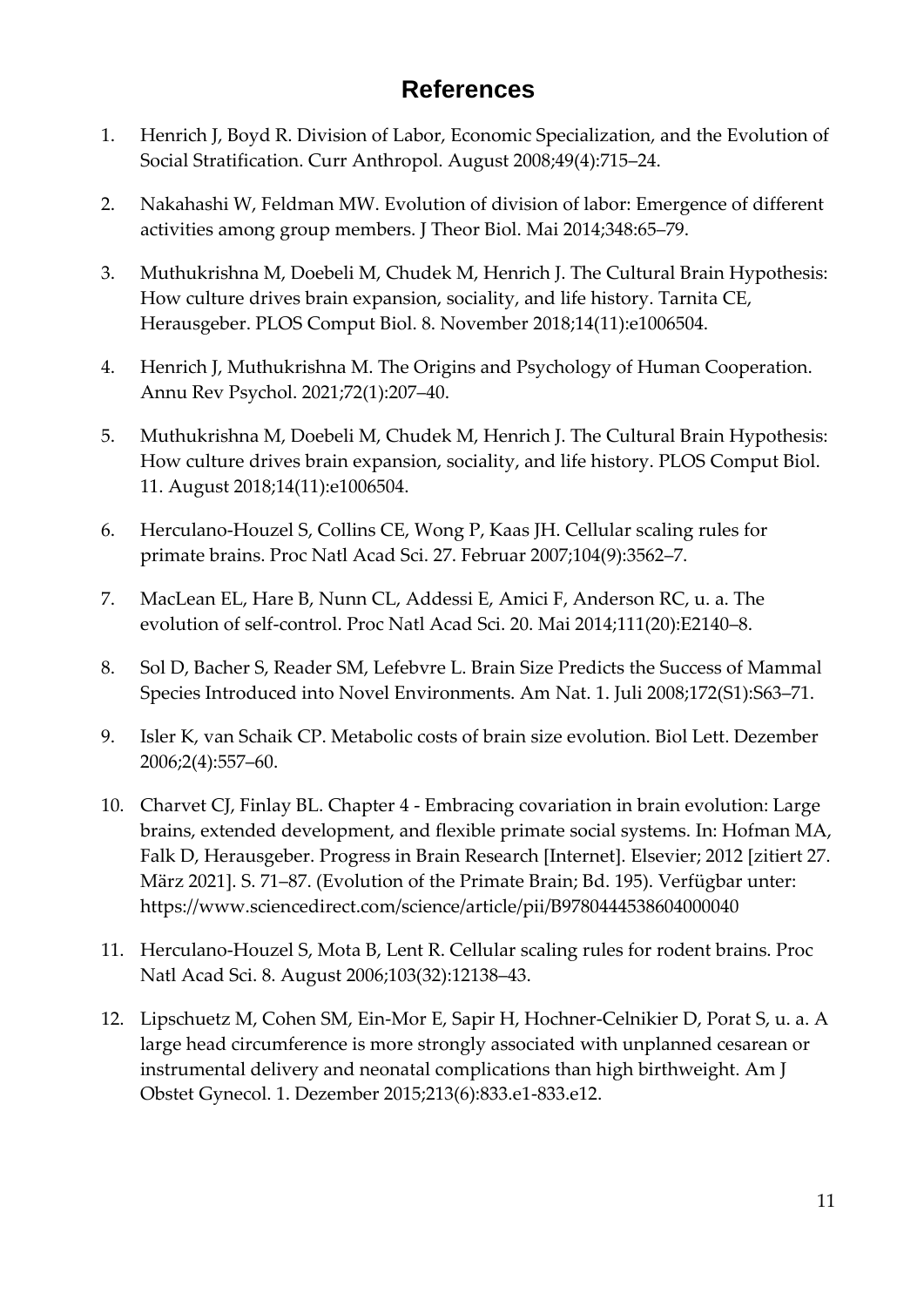## References

1. Henrich J, Boyd R. Division of Labor, Economic Specialization, and the Evolution of Social Stratification. Curr Anthropol. August 2008;49(4):715–24.

2. Nakahashi W, Feldman MW. Evolution of division of labor: Emergence of different activities among group members. J Theor Biol. Mai 2014;348:65–79.

3. Muthukrishna M, Doebeli M, Chudek M, Henrich J. The Cultural Brain Hypothesis: How culture drives brain expansion, sociality, and life history. Tarnita CE, Herausgeber. PLOS Comput Biol. 8. November 2018;14(11):e1006504.

4. Henrich J, Muthukrishna M. The Origins and Psychology of Human Cooperation. Annu Rev Psychol. 2021;72(1):207–40.

5. Muthukrishna M, Doebeli M, Chudek M, Henrich J. The Cultural Brain Hypothesis: How culture drives brain expansion, sociality, and life history. PLOS Comput Biol. 11. August 2018;14(11):e1006504.

6. Herculano-Houzel S, Collins CE, Wong P, Kaas JH. Cellular scaling rules for primate brains. Proc Natl Acad Sci. 27. Februar 2007;104(9):3562–7.

7. MacLean EL, Hare B, Nunn CL, Addessi E, Amici F, Anderson RC, u. a. The evolution of self-control. Proc Natl Acad Sci. 20. Mai 2014;111(20):E2140–8.

8. Sol D, Bacher S, Reader SM, Lefebvre L. Brain Size Predicts the Success of Mammal Species Introduced into Novel Environments. Am Nat. 1. Juli 2008;172(S1):S63–71.

9. Isler K, van Schaik CP. Metabolic costs of brain size evolution. Biol Lett. Dezember 2006;2(4):557–60.

10. Charvet CJ, Finlay BL. Chapter 4 - Embracing covariation in brain evolution: Large brains, extended development, and flexible primate social systems. In: Hofman MA, Falk D, Herausgeber. Progress in Brain Research [Internet]. Elsevier; 2012 [zitiert 27. März 2021]. S. 71–87. (Evolution of the Primate Brain; Bd. 195). Verfügbar unter: https://www.sciencedirect.com/science/article/pii/B9780444538604000040

11. Herculano-Houzel S, Mota B, Lent R. Cellular scaling rules for rodent brains. Proc Natl Acad Sci. 8. August 2006;103(32):12138–43.

12. Lipschuetz M, Cohen SM, Ein-Mor E, Sapir H, Hochner-Celnikier D, Porat S, u. a. A large head circumference is more strongly associated with unplanned cesarean or instrumental delivery and neonatal complications than high birthweight. Am J Obstet Gynecol. 1. Dezember 2015;213(6):833.e1-833.e12.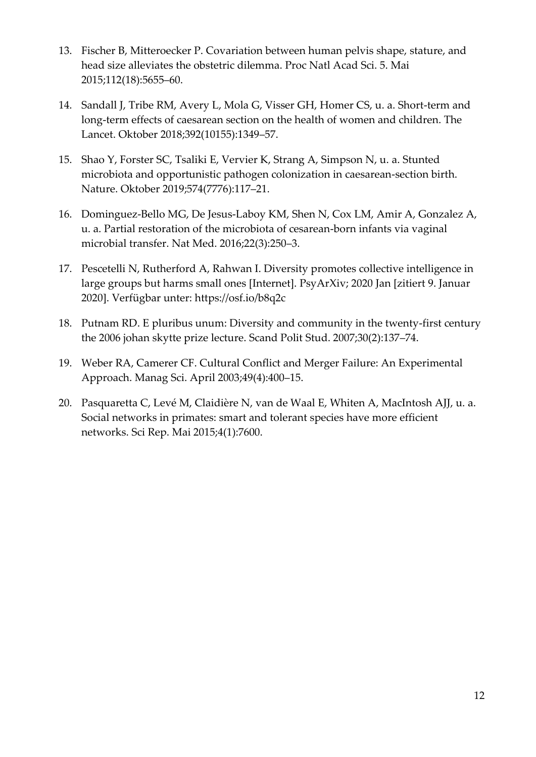13. Fischer B, Mitteroecker P. Covariation between human pelvis shape, stature, and head size alleviates the obstetric dilemma. Proc Natl Acad Sci. 5. Mai 2015;112(18):5655–60.

14. Sandall J, Tribe RM, Avery L, Mola G, Visser GH, Homer CS, u. a. Short-term and long-term effects of caesarean section on the health of women and children. The Lancet. Oktober 2018;392(10155):1349–57.

15. Shao Y, Forster SC, Tsaliki E, Vervier K, Strang A, Simpson N, u. a. Stunted microbiota and opportunistic pathogen colonization in caesarean-section birth. Nature. Oktober 2019;574(7776):117–21.

16. Dominguez-Bello MG, De Jesus-Laboy KM, Shen N, Cox LM, Amir A, Gonzalez A, u. a. Partial restoration of the microbiota of cesarean-born infants via vaginal microbial transfer. Nat Med. 2016;22(3):250–3.

17. Pescetelli N, Rutherford A, Rahwan I. Diversity promotes collective intelligence in large groups but harms small ones [Internet]. PsyArXiv; 2020 Jan [zitiert 9. Januar 2020]. Verfügbar unter: https://osf.io/b8q2c

18. Putnam RD. E pluribus unum: Diversity and community in the twenty-first century the 2006 johan skytte prize lecture. Scand Polit Stud. 2007;30(2):137–74.

19. Weber RA, Camerer CF. Cultural Conflict and Merger Failure: An Experimental Approach. Manag Sci. April 2003;49(4):400–15.

20. Pasquaretta C, Levé M, Claidière N, van de Waal E, Whiten A, MacIntosh AJJ, u. a. Social networks in primates: smart and tolerant species have more efficient networks. Sci Rep. Mai 2015;4(1):7600.